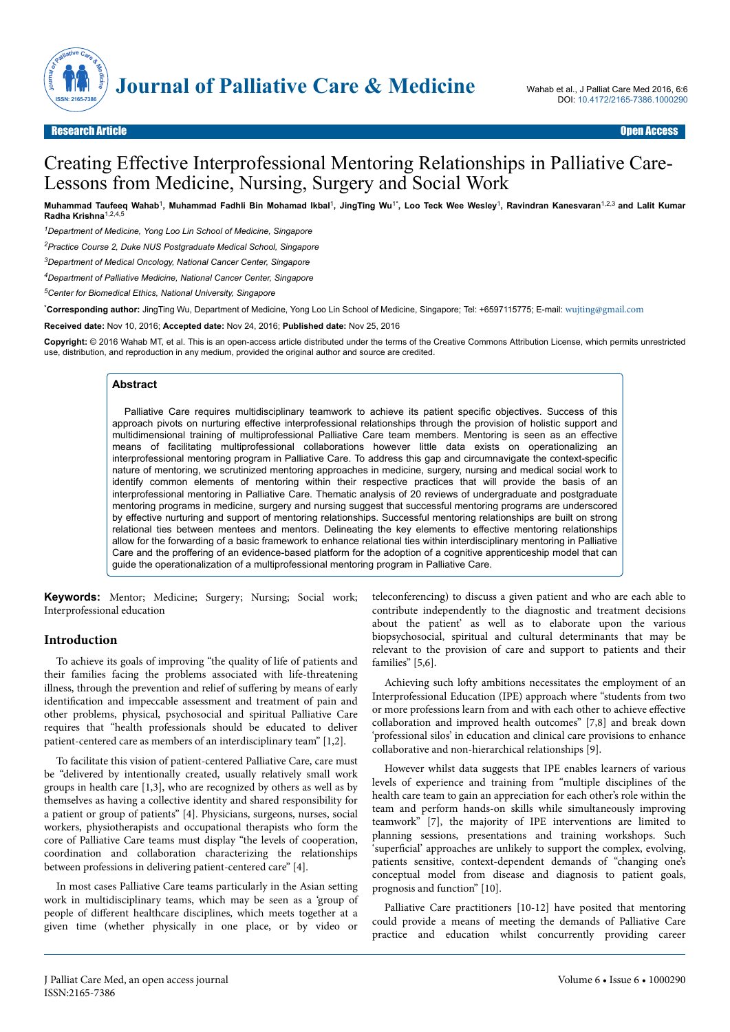Research Article Open Access

# Creating Effective Interprofessional Mentoring Relationships in Palliative Care-Lessons from Medicine, Nursing, Surgery and Social Work

**Muhammad Taufeeq Wahab[1], Muhammad Fadhli Bin Mohamad Ikbal[1], JingTing Wu[1*], Loo Teck Wee Wesley[1], Ravindran Kanesvaran[1,2,3] and Lalit Kumar Radha Krishna[1,2,4,5]**

[1]Department of Medicine, Yong Loo Lin School of Medicine, Singapore

[2]Practice Course 2, Duke NUS Postgraduate Medical School, Singapore

[3]Department of Medical Oncology, National Cancer Center, Singapore

[4]Department of Palliative Medicine, National Cancer Center, Singapore

[5]Center for Biomedical Ethics, National University, Singapore

[*]**Corresponding author:** JingTing Wu, Department of Medicine, Yong Loo Lin School of Medicine, Singapore; Tel: +6597115775; E-mail: wujting@gmail.com

**Received date:** Nov 10, 2016; **Accepted date:** Nov 24, 2016; **Published date:** Nov 25, 2016

**Copyright:** © 2016 Wahab MT, et al. This is an open-access article distributed under the terms of the Creative Commons Attribution License, which permits unrestricted use, distribution, and reproduction in any medium, provided the original author and source are credited.

## Abstract

Palliative Care requires multidisciplinary teamwork to achieve its patient specific objectives. Success of this approach pivots on nurturing effective interprofessional relationships through the provision of holistic support and multidimensional training of multiprofessional Palliative Care team members. Mentoring is seen as an effective means of facilitating multiprofessional collaborations however little data exists on operationalizing an interprofessional mentoring program in Palliative Care. To address this gap and circumnavigate the context-specific nature of mentoring, we scrutinized mentoring approaches in medicine, surgery, nursing and medical social work to identify common elements of mentoring within their respective practices that will provide the basis of an interprofessional mentoring in Palliative Care. Thematic analysis of 20 reviews of undergraduate and postgraduate mentoring programs in medicine, surgery and nursing suggest that successful mentoring programs are underscored by effective nurturing and support of mentoring relationships. Successful mentoring relationships are built on strong relational ties between mentees and mentors. Delineating the key elements to effective mentoring relationships allow for the forwarding of a basic framework to enhance relational ties within interdisciplinary mentoring in Palliative Care and the proffering of an evidence-based platform for the adoption of a cognitive apprenticeship model that can guide the operationalization of a multiprofessional mentoring program in Palliative Care.

**Keywords:** Mentor; Medicine; Surgery; Nursing; Social work; Interprofessional education

## Introduction

To achieve its goals of improving "the quality of life of patients and their families facing the problems associated with life-threatening illness, through the prevention and relief of suffering by means of early identification and impeccable assessment and treatment of pain and other problems, physical, psychosocial and spiritual Palliative Care requires that "health professionals should be educated to deliver patient-centered care as members of an interdisciplinary team" [1,2].

To facilitate this vision of patient-centered Palliative Care, care must be "delivered by intentionally created, usually relatively small work groups in health care [1,3], who are recognized by others as well as by themselves as having a collective identity and shared responsibility for a patient or group of patients" [4]. Physicians, surgeons, nurses, social workers, physiotherapists and occupational therapists who form the core of Palliative Care teams must display "the levels of cooperation, coordination and collaboration characterizing the relationships between professions in delivering patient-centered care" [4].

In most cases Palliative Care teams particularly in the Asian setting work in multidisciplinary teams, which may be seen as a 'group of people of different healthcare disciplines, which meets together at a given time (whether physically in one place, or by video or teleconferencing) to discuss a given patient and who are each able to contribute independently to the diagnostic and treatment decisions about the patient' as well as to elaborate upon the various biopsychosocial, spiritual and cultural determinants that may be relevant to the provision of care and support to patients and their families" [5,6].

Achieving such lofty ambitions necessitates the employment of an Interprofessional Education (IPE) approach where "students from two or more professions learn from and with each other to achieve effective collaboration and improved health outcomes" [7,8] and break down 'professional silos' in education and clinical care provisions to enhance collaborative and non-hierarchical relationships [9].

However whilst data suggests that IPE enables learners of various levels of experience and training from "multiple disciplines of the health care team to gain an appreciation for each other's role within the team and perform hands-on skills while simultaneously improving teamwork" [7], the majority of IPE interventions are limited to planning sessions, presentations and training workshops. Such 'superficial' approaches are unlikely to support the complex, evolving, patients sensitive, context-dependent demands of "changing one's conceptual model from disease and diagnosis to patient goals, prognosis and function" [10].

Palliative Care practitioners [10-12] have posited that mentoring could provide a means of meeting the demands of Palliative Care practice and education whilst concurrently providing career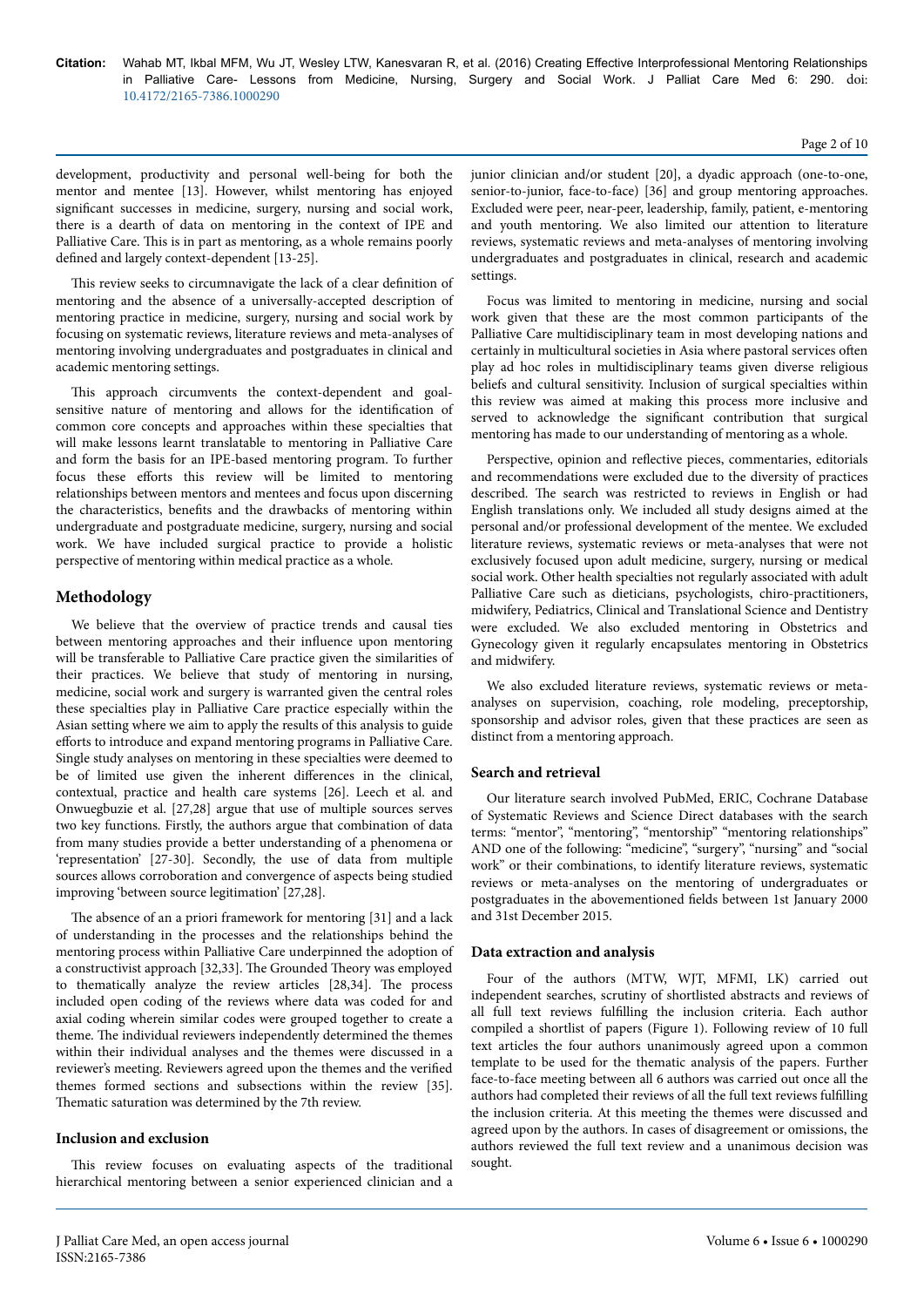development, productivity and personal well-being for both the mentor and mentee [13]. However, whilst mentoring has enjoyed significant successes in medicine, surgery, nursing and social work, there is a dearth of data on mentoring in the context of IPE and Palliative Care. This is in part as mentoring, as a whole remains poorly defined and largely context-dependent [13-25].

This review seeks to circumnavigate the lack of a clear definition of mentoring and the absence of a universally-accepted description of mentoring practice in medicine, surgery, nursing and social work by focusing on systematic reviews, literature reviews and meta-analyses of mentoring involving undergraduates and postgraduates in clinical and academic mentoring settings.

This approach circumvents the context-dependent and goal-sensitive nature of mentoring and allows for the identification of common core concepts and approaches within these specialties that will make lessons learnt translatable to mentoring in Palliative Care and form the basis for an IPE-based mentoring program. To further focus these efforts this review will be limited to mentoring relationships between mentors and mentees and focus upon discerning the characteristics, benefits and the drawbacks of mentoring within undergraduate and postgraduate medicine, surgery, nursing and social work. We have included surgical practice to provide a holistic perspective of mentoring within medical practice as a whole.

## Methodology

We believe that the overview of practice trends and causal ties between mentoring approaches and their influence upon mentoring will be transferable to Palliative Care practice given the similarities of their practices. We believe that study of mentoring in nursing, medicine, social work and surgery is warranted given the central roles these specialties play in Palliative Care practice especially within the Asian setting where we aim to apply the results of this analysis to guide efforts to introduce and expand mentoring programs in Palliative Care. Single study analyses on mentoring in these specialties were deemed to be of limited use given the inherent differences in the clinical, contextual, practice and health care systems [26]. Leech et al. and Onwuegbuzie et al. [27,28] argue that use of multiple sources serves two key functions. Firstly, the authors argue that combination of data from many studies provide a better understanding of a phenomena or 'representation' [27-30]. Secondly, the use of data from multiple sources allows corroboration and convergence of aspects being studied improving 'between source legitimation' [27,28].

The absence of an a priori framework for mentoring [31] and a lack of understanding in the processes and the relationships behind the mentoring process within Palliative Care underpinned the adoption of a constructivist approach [32,33]. The Grounded Theory was employed to thematically analyze the review articles [28,34]. The process included open coding of the reviews where data was coded for and axial coding wherein similar codes were grouped together to create a theme. The individual reviewers independently determined the themes within their individual analyses and the themes were discussed in a reviewer's meeting. Reviewers agreed upon the themes and the verified themes formed sections and subsections within the review [35]. Thematic saturation was determined by the 7th review.

### Inclusion and exclusion

This review focuses on evaluating aspects of the traditional hierarchical mentoring between a senior experienced clinician and a junior clinician and/or student [20], a dyadic approach (one-to-one, senior-to-junior, face-to-face) [36] and group mentoring approaches. Excluded were peer, near-peer, leadership, family, patient, e-mentoring and youth mentoring. We also limited our attention to literature reviews, systematic reviews and meta-analyses of mentoring involving undergraduates and postgraduates in clinical, research and academic settings.

Focus was limited to mentoring in medicine, nursing and social work given that these are the most common participants of the Palliative Care multidisciplinary team in most developing nations and certainly in multicultural societies in Asia where pastoral services often play ad hoc roles in multidisciplinary teams given diverse religious beliefs and cultural sensitivity. Inclusion of surgical specialties within this review was aimed at making this process more inclusive and served to acknowledge the significant contribution that surgical mentoring has made to our understanding of mentoring as a whole.

Perspective, opinion and reflective pieces, commentaries, editorials and recommendations were excluded due to the diversity of practices described. The search was restricted to reviews in English or had English translations only. We included all study designs aimed at the personal and/or professional development of the mentee. We excluded literature reviews, systematic reviews or meta-analyses that were not exclusively focused upon adult medicine, surgery, nursing or medical social work. Other health specialties not regularly associated with adult Palliative Care such as dieticians, psychologists, chiro-practitioners, midwifery, Pediatrics, Clinical and Translational Science and Dentistry were excluded. We also excluded mentoring in Obstetrics and Gynecology given it regularly encapsulates mentoring in Obstetrics and midwifery.

We also excluded literature reviews, systematic reviews or meta-analyses on supervision, coaching, role modeling, preceptorship, sponsorship and advisor roles, given that these practices are seen as distinct from a mentoring approach.

### Search and retrieval

Our literature search involved PubMed, ERIC, Cochrane Database of Systematic Reviews and Science Direct databases with the search terms: "mentor", "mentoring", "mentorship" "mentoring relationships" AND one of the following: "medicine", "surgery", "nursing" and "social work" or their combinations, to identify literature reviews, systematic reviews or meta-analyses on the mentoring of undergraduates or postgraduates in the abovementioned fields between 1st January 2000 and 31st December 2015.

### Data extraction and analysis

Four of the authors (MTW, WJT, MFMI, LK) carried out independent searches, scrutiny of shortlisted abstracts and reviews of all full text reviews fulfilling the inclusion criteria. Each author compiled a shortlist of papers (Figure 1). Following review of 10 full text articles the four authors unanimously agreed upon a common template to be used for the thematic analysis of the papers. Further face-to-face meeting between all 6 authors was carried out once all the authors had completed their reviews of all the full text reviews fulfilling the inclusion criteria. At this meeting the themes were discussed and agreed upon by the authors. In cases of disagreement or omissions, the authors reviewed the full text review and a unanimous decision was sought.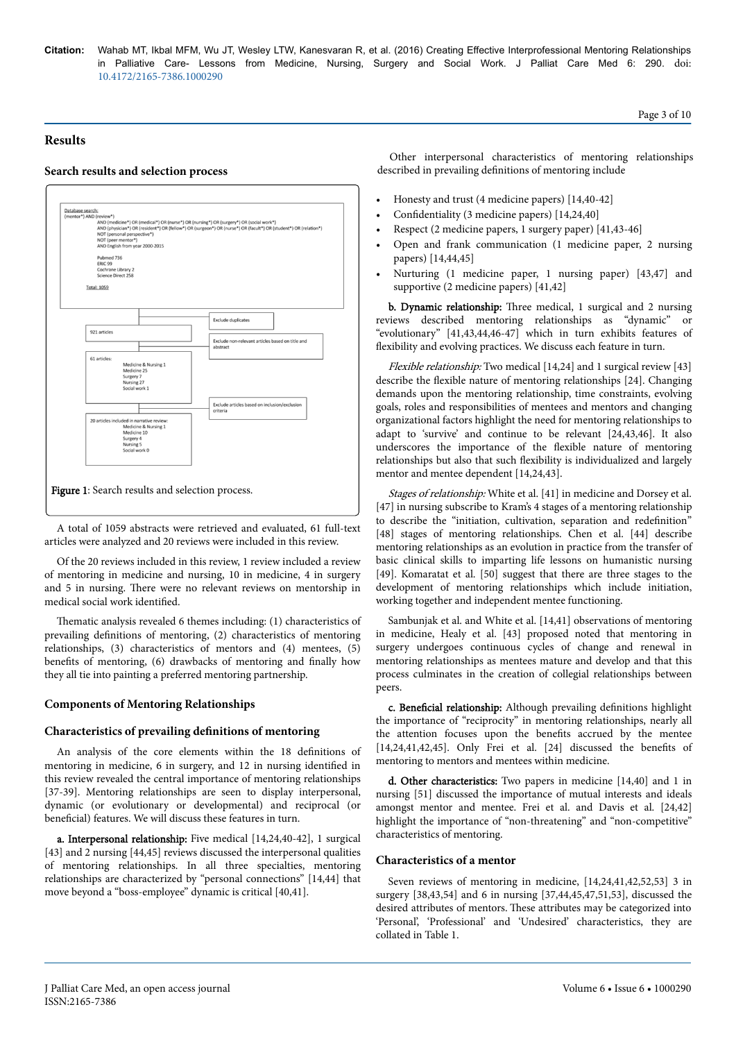## Results

### Search results and selection process

Database search:
(mentor*) AND (review*)
AND (medicine*) OR (medical*) OR (nurse*) OR (nursing*) OR (surgery*) OR (social work*)
AND (physician*) OR (resident*) OR (fellow*) OR (surgeon*) OR (nurse*) OR (facult*) OR (student*) OR (relation*)
NOT (personal perspective*)
NOT (peer mentor*)
AND English from year 2000-2015

Pubmed 736
ERIC 99
Cochrane Library 2
Science Direct 258

Total: 1059

921 articles — Exclude duplicates

Exclude non-relevant articles based on title and abstract

61 articles:
Medicine & Nursing 1
Medicine 25
Surgery 7
Nursing 27
Social work 1

Exclude articles based on inclusion/exclusion criteria

20 articles included in narrative review:
Medicine & Nursing 1
Medicine 10
Surgery 4
Nursing 5
Social work 0

**Figure 1**: Search results and selection process.

A total of 1059 abstracts were retrieved and evaluated, 61 full-text articles were analyzed and 20 reviews were included in this review.

Of the 20 reviews included in this review, 1 review included a review of mentoring in medicine and nursing, 10 in medicine, 4 in surgery and 5 in nursing. There were no relevant reviews on mentorship in medical social work identified.

Thematic analysis revealed 6 themes including: (1) characteristics of prevailing definitions of mentoring, (2) characteristics of mentoring relationships, (3) characteristics of mentors and (4) mentees, (5) benefits of mentoring, (6) drawbacks of mentoring and finally how they all tie into painting a preferred mentoring partnership.

### Components of Mentoring Relationships

### Characteristics of prevailing definitions of mentoring

An analysis of the core elements within the 18 definitions of mentoring in medicine, 6 in surgery, and 12 in nursing identified in this review revealed the central importance of mentoring relationships [37-39]. Mentoring relationships are seen to display interpersonal, dynamic (or evolutionary or developmental) and reciprocal (or beneficial) features. We will discuss these features in turn.

**a. Interpersonal relationship:** Five medical [14,24,40-42], 1 surgical [43] and 2 nursing [44,45] reviews discussed the interpersonal qualities of mentoring relationships. In all three specialties, mentoring relationships are characterized by "personal connections" [14,44] that move beyond a "boss-employee" dynamic is critical [40,41].

Other interpersonal characteristics of mentoring relationships described in prevailing definitions of mentoring include

- Honesty and trust (4 medicine papers) [14,40-42]
- Confidentiality (3 medicine papers) [14,24,40]
- Respect (2 medicine papers, 1 surgery paper) [41,43-46]
- Open and frank communication (1 medicine paper, 2 nursing papers) [14,44,45]
- Nurturing (1 medicine paper, 1 nursing paper) [43,47] and supportive (2 medicine papers) [41,42]

**b. Dynamic relationship:** Three medical, 1 surgical and 2 nursing reviews described mentoring relationships as "dynamic" or "evolutionary" [41,43,44,46-47] which in turn exhibits features of flexibility and evolving practices. We discuss each feature in turn.

*Flexible relationship:* Two medical [14,24] and 1 surgical review [43] describe the flexible nature of mentoring relationships [24]. Changing demands upon the mentoring relationship, time constraints, evolving goals, roles and responsibilities of mentees and mentors and changing organizational factors highlight the need for mentoring relationships to adapt to 'survive' and continue to be relevant [24,43,46]. It also underscores the importance of the flexible nature of mentoring relationships but also that such flexibility is individualized and largely mentor and mentee dependent [14,24,43].

*Stages of relationship:* White et al. [41] in medicine and Dorsey et al. [47] in nursing subscribe to Kram's 4 stages of a mentoring relationship to describe the "initiation, cultivation, separation and redefinition" [48] stages of mentoring relationships. Chen et al. [44] describe mentoring relationships as an evolution in practice from the transfer of basic clinical skills to imparting life lessons on humanistic nursing [49]. Komaratat et al. [50] suggest that there are three stages to the development of mentoring relationships which include initiation, working together and independent mentee functioning.

Sambunjak et al. and White et al. [14,41] observations of mentoring in medicine, Healy et al. [43] proposed noted that mentoring in surgery undergoes continuous cycles of change and renewal in mentoring relationships as mentees mature and develop and that this process culminates in the creation of collegial relationships between peers.

**c. Beneficial relationship:** Although prevailing definitions highlight the importance of "reciprocity" in mentoring relationships, nearly all the attention focuses upon the benefits accrued by the mentee [14,24,41,42,45]. Only Frei et al. [24] discussed the benefits of mentoring to mentors and mentees within medicine.

**d. Other characteristics:** Two papers in medicine [14,40] and 1 in nursing [51] discussed the importance of mutual interests and ideals amongst mentor and mentee. Frei et al. and Davis et al. [24,42] highlight the importance of "non-threatening" and "non-competitive" characteristics of mentoring.

### Characteristics of a mentor

Seven reviews of mentoring in medicine, [14,24,41,42,52,53] 3 in surgery [38,43,54] and 6 in nursing [37,44,45,47,51,53], discussed the desired attributes of mentors. These attributes may be categorized into 'Personal', 'Professional' and 'Undesired' characteristics, they are collated in Table 1.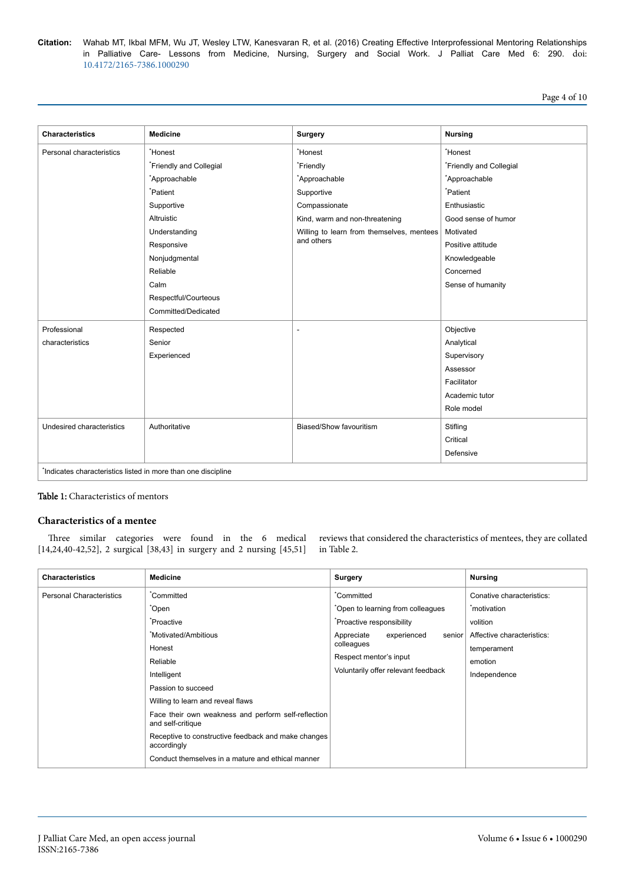| Characteristics | Medicine | Surgery | Nursing |
|---|---|---|---|
| Personal characteristics | *Honest<br>*Friendly and Collegial<br>*Approachable<br>*Patient<br>Supportive<br>Altruistic<br>Understanding<br>Responsive<br>Nonjudgmental<br>Reliable<br>Calm<br>Respectful/Courteous<br>Committed/Dedicated | *Honest<br>*Friendly<br>*Approachable<br>Supportive<br>Compassionate<br>Kind, warm and non-threatening<br>Willing to learn from themselves, mentees and others | *Honest<br>*Friendly and Collegial<br>*Approachable<br>*Patient<br>Enthusiastic<br>Good sense of humor<br>Motivated<br>Positive attitude<br>Knowledgeable<br>Concerned<br>Sense of humanity |
| Professional characteristics | Respected<br>Senior<br>Experienced | - | Objective<br>Analytical<br>Supervisory<br>Assessor<br>Facilitator<br>Academic tutor<br>Role model |
| Undesired characteristics | Authoritative | Biased/Show favouritism | Stifling<br>Critical<br>Defensive |
| *Indicates characteristics listed in more than one discipline | | | |

Table 1: Characteristics of mentors

## Characteristics of a mentee

Three similar categories were found in the 6 medical [14,24,40-42,52], 2 surgical [38,43] in surgery and 2 nursing [45,51] reviews that considered the characteristics of mentees, they are collated in Table 2.

| Characteristics | Medicine | Surgery | Nursing |
|---|---|---|---|
| Personal Characteristics | *Committed<br>*Open<br>*Proactive<br>*Motivated/Ambitious<br>Honest<br>Reliable<br>Intelligent<br>Passion to succeed<br>Willing to learn and reveal flaws<br>Face their own weakness and perform self-reflection and self-critique<br>Receptive to constructive feedback and make changes accordingly<br>Conduct themselves in a mature and ethical manner | *Committed<br>*Open to learning from colleagues<br>*Proactive responsibility<br>Appreciate experienced senior colleagues<br>Respect mentor's input<br>Voluntarily offer relevant feedback | Conative characteristics:<br>*motivation<br>volition<br>Affective characteristics:<br>temperament<br>emotion<br>Independence |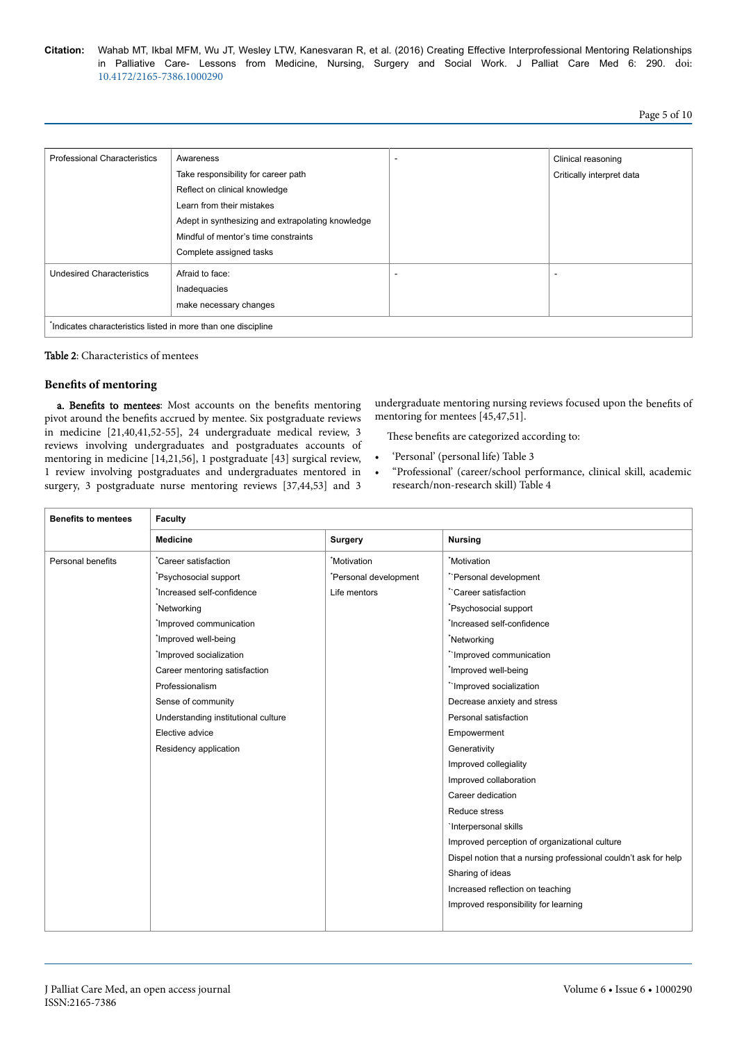| Professional Characteristics | Awareness<br>Take responsibility for career path<br>Reflect on clinical knowledge<br>Learn from their mistakes<br>Adept in synthesizing and extrapolating knowledge<br>Mindful of mentor's time constraints<br>Complete assigned tasks | - | Clinical reasoning<br>Critically interpret data |
|---|---|---|---|
| Undesired Characteristics | Afraid to face:<br>Inadequacies<br>make necessary changes | - | - |
| *Indicates characteristics listed in more than one discipline | | | |

**Table 2**: Characteristics of mentees

## Benefits of mentoring

**a. Benefits to mentees**: Most accounts on the benefits mentoring pivot around the benefits accrued by mentee. Six postgraduate reviews in medicine [21,40,41,52-55], 24 undergraduate medical review, 3 reviews involving undergraduates and postgraduates accounts of mentoring in medicine [14,21,56], 1 postgraduate [43] surgical review, 1 review involving postgraduates and undergraduates mentored in surgery, 3 postgraduate nurse mentoring reviews [37,44,53] and 3 undergraduate mentoring nursing reviews focused upon the benefits of mentoring for mentees [45,47,51].

These benefits are categorized according to:

- 'Personal' (personal life) Table 3
- "Professional' (career/school performance, clinical skill, academic research/non-research skill) Table 4

| Benefits to mentees | Faculty | | |
|---|---|---|---|
| | **Medicine** | **Surgery** | **Nursing** |
| Personal benefits | *Career satisfaction<br>*Psychosocial support<br>*Increased self-confidence<br>*Networking<br>*Improved communication<br>*Improved well-being<br>*Improved socialization<br>Career mentoring satisfaction<br>Professionalism<br>Sense of community<br>Understanding institutional culture<br>Elective advice<br>Residency application | *Motivation<br>*Personal development<br>Life mentors | *Motivation<br>*`Personal development<br>*`Career satisfaction<br>*Psychosocial support<br>*Increased self-confidence<br>*Networking<br>*`Improved communication<br>*Improved well-being<br>*`Improved socialization<br>Decrease anxiety and stress<br>Personal satisfaction<br>Empowerment<br>Generativity<br>Improved collegiality<br>Improved collaboration<br>Career dedication<br>Reduce stress<br>`Interpersonal skills<br>Improved perception of organizational culture<br>Dispel notion that a nursing professional couldn't ask for help<br>Sharing of ideas<br>Increased reflection on teaching<br>Improved responsibility for learning |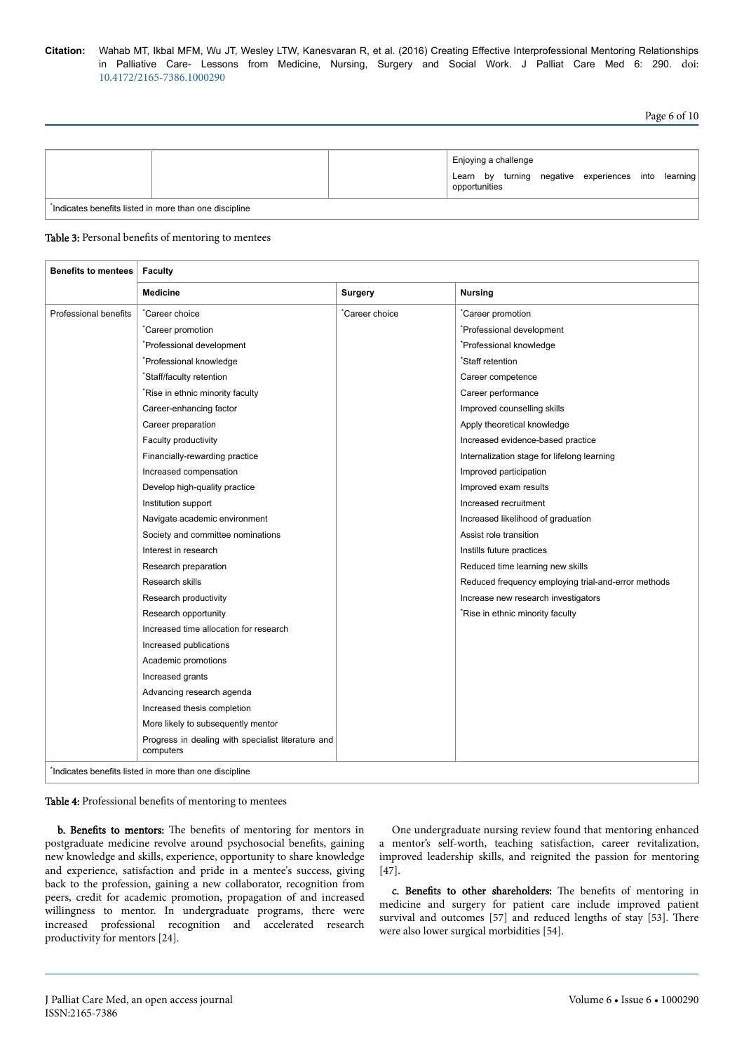| | | | Enjoying a challenge<br>Learn by turning negative experiences into learning opportunities |
|---|---|---|---|
| *Indicates benefits listed in more than one discipline | | | |

Table 3: Personal benefits of mentoring to mentees

| Benefits to mentees | Faculty | | |
|---|---|---|---|
| | **Medicine** | **Surgery** | **Nursing** |
| Professional benefits | *Career choice<br>*Career promotion<br>*Professional development<br>*Professional knowledge<br>*Staff/faculty retention<br>*Rise in ethnic minority faculty<br>Career-enhancing factor<br>Career preparation<br>Faculty productivity<br>Financially-rewarding practice<br>Increased compensation<br>Develop high-quality practice<br>Institution support<br>Navigate academic environment<br>Society and committee nominations<br>Interest in research<br>Research preparation<br>Research skills<br>Research productivity<br>Research opportunity<br>Increased time allocation for research<br>Increased publications<br>Academic promotions<br>Increased grants<br>Advancing research agenda<br>Increased thesis completion<br>More likely to subsequently mentor<br>Progress in dealing with specialist literature and computers | *Career choice | *Career promotion<br>*Professional development<br>*Professional knowledge<br>*Staff retention<br>Career competence<br>Career performance<br>Improved counselling skills<br>Apply theoretical knowledge<br>Increased evidence-based practice<br>Internalization stage for lifelong learning<br>Improved participation<br>Improved exam results<br>Increased recruitment<br>Increased likelihood of graduation<br>Assist role transition<br>Instills future practices<br>Reduced time learning new skills<br>Reduced frequency employing trial-and-error methods<br>Increase new research investigators<br>*Rise in ethnic minority faculty |
| *Indicates benefits listed in more than one discipline | | | |

Table 4: Professional benefits of mentoring to mentees

**b. Benefits to mentors:** The benefits of mentoring for mentors in postgraduate medicine revolve around psychosocial benefits, gaining new knowledge and skills, experience, opportunity to share knowledge and experience, satisfaction and pride in a mentee's success, giving back to the profession, gaining a new collaborator, recognition from peers, credit for academic promotion, propagation of and increased willingness to mentor. In undergraduate programs, there were increased professional recognition and accelerated research productivity for mentors [24].

One undergraduate nursing review found that mentoring enhanced a mentor's self-worth, teaching satisfaction, career revitalization, improved leadership skills, and reignited the passion for mentoring [47].

**c. Benefits to other shareholders:** The benefits of mentoring in medicine and surgery for patient care include improved patient survival and outcomes [57] and reduced lengths of stay [53]. There were also lower surgical morbidities [54].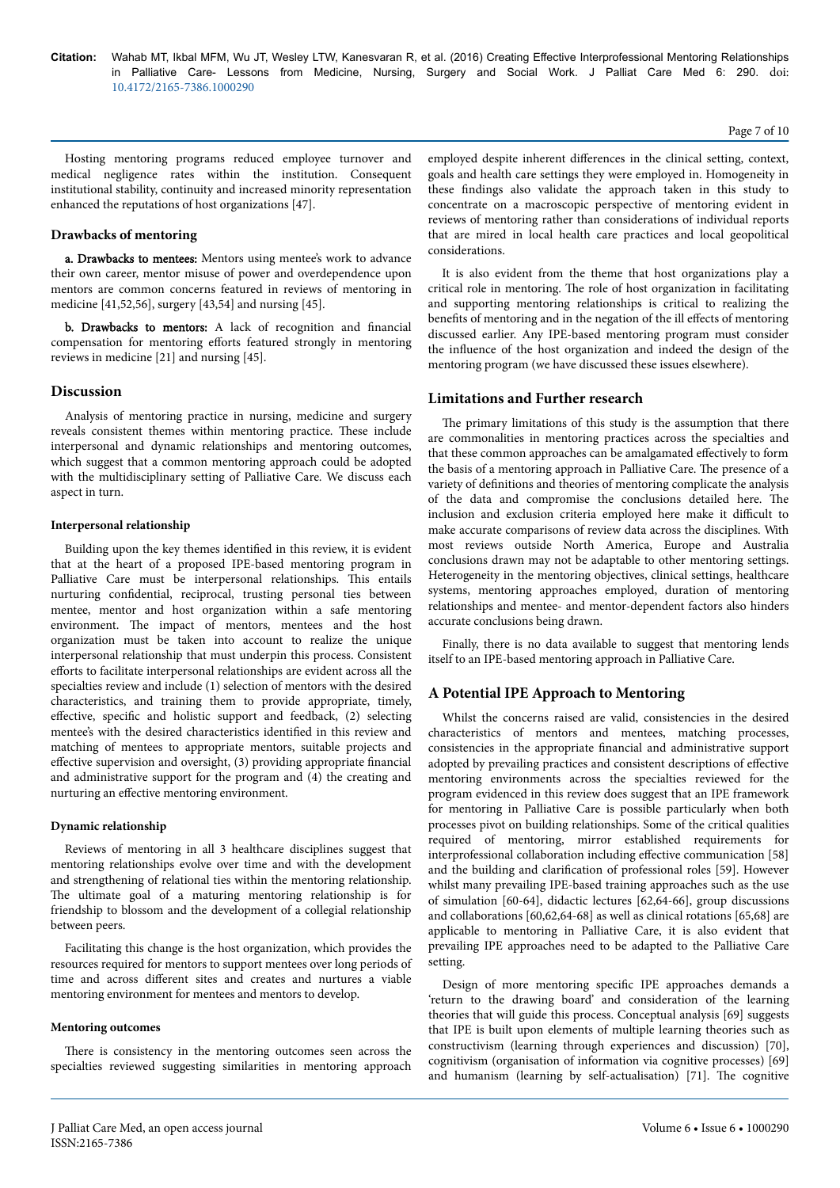Hosting mentoring programs reduced employee turnover and medical negligence rates within the institution. Consequent institutional stability, continuity and increased minority representation enhanced the reputations of host organizations [47].

### Drawbacks of mentoring

**a. Drawbacks to mentees:** Mentors using mentee's work to advance their own career, mentor misuse of power and overdependence upon mentors are common concerns featured in reviews of mentoring in medicine [41,52,56], surgery [43,54] and nursing [45].

**b. Drawbacks to mentors:** A lack of recognition and financial compensation for mentoring efforts featured strongly in mentoring reviews in medicine [21] and nursing [45].

## Discussion

Analysis of mentoring practice in nursing, medicine and surgery reveals consistent themes within mentoring practice. These include interpersonal and dynamic relationships and mentoring outcomes, which suggest that a common mentoring approach could be adopted with the multidisciplinary setting of Palliative Care. We discuss each aspect in turn.

#### Interpersonal relationship

Building upon the key themes identified in this review, it is evident that at the heart of a proposed IPE-based mentoring program in Palliative Care must be interpersonal relationships. This entails nurturing confidential, reciprocal, trusting personal ties between mentee, mentor and host organization within a safe mentoring environment. The impact of mentors, mentees and the host organization must be taken into account to realize the unique interpersonal relationship that must underpin this process. Consistent efforts to facilitate interpersonal relationships are evident across all the specialties review and include (1) selection of mentors with the desired characteristics, and training them to provide appropriate, timely, effective, specific and holistic support and feedback, (2) selecting mentee's with the desired characteristics identified in this review and matching of mentees to appropriate mentors, suitable projects and effective supervision and oversight, (3) providing appropriate financial and administrative support for the program and (4) the creating and nurturing an effective mentoring environment.

#### Dynamic relationship

Reviews of mentoring in all 3 healthcare disciplines suggest that mentoring relationships evolve over time and with the development and strengthening of relational ties within the mentoring relationship. The ultimate goal of a maturing mentoring relationship is for friendship to blossom and the development of a collegial relationship between peers.

Facilitating this change is the host organization, which provides the resources required for mentors to support mentees over long periods of time and across different sites and creates and nurtures a viable mentoring environment for mentees and mentors to develop.

#### Mentoring outcomes

There is consistency in the mentoring outcomes seen across the specialties reviewed suggesting similarities in mentoring approach employed despite inherent differences in the clinical setting, context, goals and health care settings they were employed in. Homogeneity in these findings also validate the approach taken in this study to concentrate on a macroscopic perspective of mentoring evident in reviews of mentoring rather than considerations of individual reports that are mired in local health care practices and local geopolitical considerations.

It is also evident from the theme that host organizations play a critical role in mentoring. The role of host organization in facilitating and supporting mentoring relationships is critical to realizing the benefits of mentoring and in the negation of the ill effects of mentoring discussed earlier. Any IPE-based mentoring program must consider the influence of the host organization and indeed the design of the mentoring program (we have discussed these issues elsewhere).

## Limitations and Further research

The primary limitations of this study is the assumption that there are commonalities in mentoring practices across the specialties and that these common approaches can be amalgamated effectively to form the basis of a mentoring approach in Palliative Care. The presence of a variety of definitions and theories of mentoring complicate the analysis of the data and compromise the conclusions detailed here. The inclusion and exclusion criteria employed here make it difficult to make accurate comparisons of review data across the disciplines. With most reviews outside North America, Europe and Australia conclusions drawn may not be adaptable to other mentoring settings. Heterogeneity in the mentoring objectives, clinical settings, healthcare systems, mentoring approaches employed, duration of mentoring relationships and mentee- and mentor-dependent factors also hinders accurate conclusions being drawn.

Finally, there is no data available to suggest that mentoring lends itself to an IPE-based mentoring approach in Palliative Care.

## A Potential IPE Approach to Mentoring

Whilst the concerns raised are valid, consistencies in the desired characteristics of mentors and mentees, matching processes, consistencies in the appropriate financial and administrative support adopted by prevailing practices and consistent descriptions of effective mentoring environments across the specialties reviewed for the program evidenced in this review does suggest that an IPE framework for mentoring in Palliative Care is possible particularly when both processes pivot on building relationships. Some of the critical qualities required of mentoring, mirror established requirements for interprofessional collaboration including effective communication [58] and the building and clarification of professional roles [59]. However whilst many prevailing IPE-based training approaches such as the use of simulation [60-64], didactic lectures [62,64-66], group discussions and collaborations [60,62,64-68] as well as clinical rotations [65,68] are applicable to mentoring in Palliative Care, it is also evident that prevailing IPE approaches need to be adapted to the Palliative Care setting.

Design of more mentoring specific IPE approaches demands a 'return to the drawing board' and consideration of the learning theories that will guide this process. Conceptual analysis [69] suggests that IPE is built upon elements of multiple learning theories such as constructivism (learning through experiences and discussion) [70], cognitivism (organisation of information via cognitive processes) [69] and humanism (learning by self-actualisation) [71]. The cognitive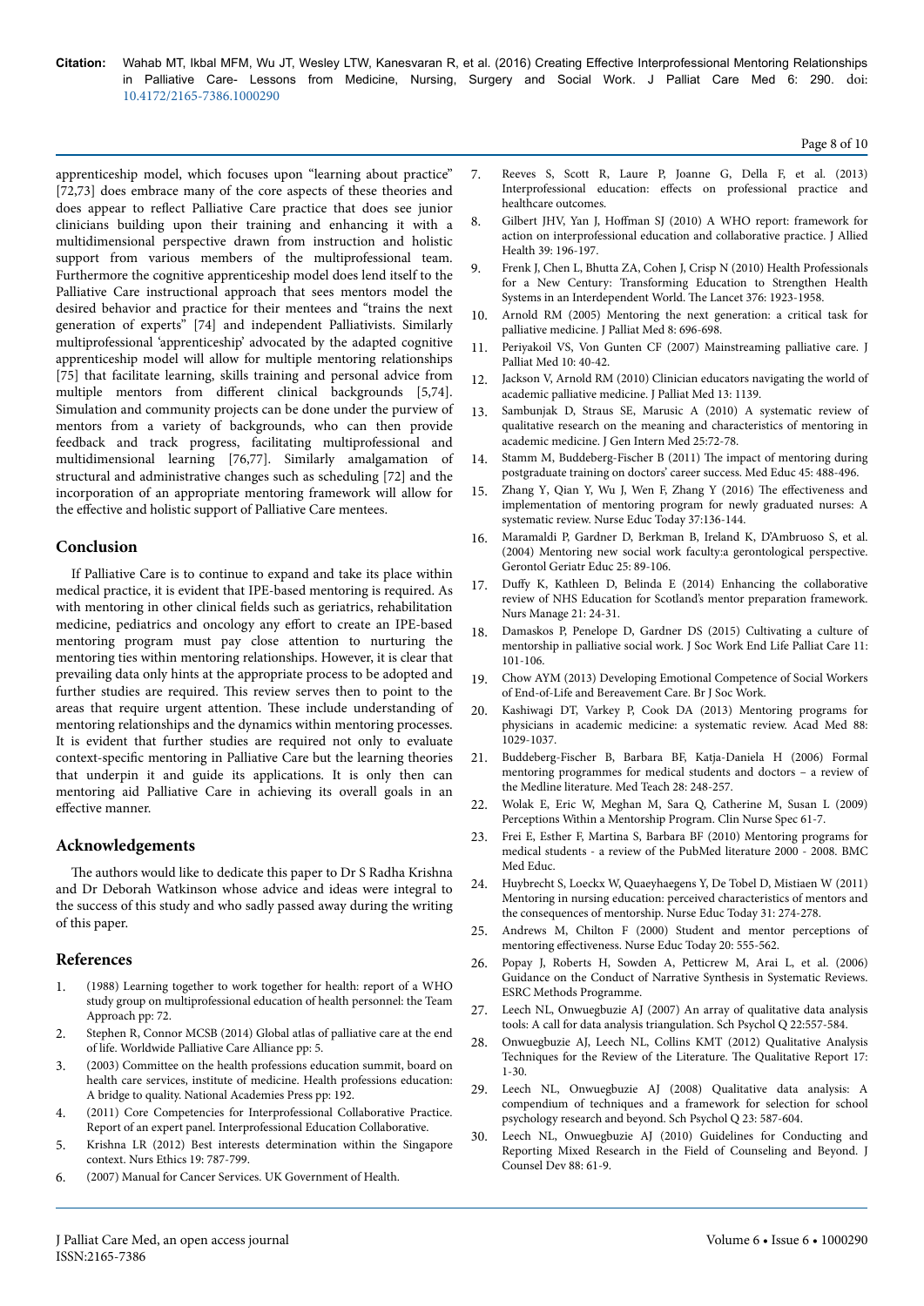apprenticeship model, which focuses upon "learning about practice" [72,73] does embrace many of the core aspects of these theories and does appear to reflect Palliative Care practice that does see junior clinicians building upon their training and enhancing it with a multidimensional perspective drawn from instruction and holistic support from various members of the multiprofessional team. Furthermore the cognitive apprenticeship model does lend itself to the Palliative Care instructional approach that sees mentors model the desired behavior and practice for their mentees and "trains the next generation of experts" [74] and independent Palliativists. Similarly multiprofessional 'apprenticeship' advocated by the adapted cognitive apprenticeship model will allow for multiple mentoring relationships [75] that facilitate learning, skills training and personal advice from multiple mentors from different clinical backgrounds [5,74]. Simulation and community projects can be done under the purview of mentors from a variety of backgrounds, who can then provide feedback and track progress, facilitating multiprofessional and multidimensional learning [76,77]. Similarly amalgamation of structural and administrative changes such as scheduling [72] and the incorporation of an appropriate mentoring framework will allow for the effective and holistic support of Palliative Care mentees.

## Conclusion

If Palliative Care is to continue to expand and take its place within medical practice, it is evident that IPE-based mentoring is required. As with mentoring in other clinical fields such as geriatrics, rehabilitation medicine, pediatrics and oncology any effort to create an IPE-based mentoring program must pay close attention to nurturing the mentoring ties within mentoring relationships. However, it is clear that prevailing data only hints at the appropriate process to be adopted and further studies are required. This review serves then to point to the areas that require urgent attention. These include understanding of mentoring relationships and the dynamics within mentoring processes. It is evident that further studies are required not only to evaluate context-specific mentoring in Palliative Care but the learning theories that underpin it and guide its applications. It is only then can mentoring aid Palliative Care in achieving its overall goals in an effective manner.

## Acknowledgements

The authors would like to dedicate this paper to Dr S Radha Krishna and Dr Deborah Watkinson whose advice and ideas were integral to the success of this study and who sadly passed away during the writing of this paper.

## References

1. (1988) Learning together to work together for health: report of a WHO study group on multiprofessional education of health personnel: the Team Approach pp: 72.
2. Stephen R, Connor MCSB (2014) Global atlas of palliative care at the end of life. Worldwide Palliative Care Alliance pp: 5.
3. (2003) Committee on the health professions education summit, board on health care services, institute of medicine. Health professions education: A bridge to quality. National Academies Press pp: 192.
4. (2011) Core Competencies for Interprofessional Collaborative Practice. Report of an expert panel. Interprofessional Education Collaborative.
5. Krishna LR (2012) Best interests determination within the Singapore context. Nurs Ethics 19: 787-799.
6. (2007) Manual for Cancer Services. UK Government of Health.
7. Reeves S, Scott R, Laure P, Joanne G, Della F, et al. (2013) Interprofessional education: effects on professional practice and healthcare outcomes.
8. Gilbert JHV, Yan J, Hoffman SJ (2010) A WHO report: framework for action on interprofessional education and collaborative practice. J Allied Health 39: 196-197.
9. Frenk J, Chen L, Bhutta ZA, Cohen J, Crisp N (2010) Health Professionals for a New Century: Transforming Education to Strengthen Health Systems in an Interdependent World. The Lancet 376: 1923-1958.
10. Arnold RM (2005) Mentoring the next generation: a critical task for palliative medicine. J Palliat Med 8: 696-698.
11. Periyakoil VS, Von Gunten CF (2007) Mainstreaming palliative care. J Palliat Med 10: 40-42.
12. Jackson V, Arnold RM (2010) Clinician educators navigating the world of academic palliative medicine. J Palliat Med 13: 1139.
13. Sambunjak D, Straus SE, Marusic A (2010) A systematic review of qualitative research on the meaning and characteristics of mentoring in academic medicine. J Gen Intern Med 25:72-78.
14. Stamm M, Buddeberg-Fischer B (2011) The impact of mentoring during postgraduate training on doctors' career success. Med Educ 45: 488-496.
15. Zhang Y, Qian Y, Wu J, Wen F, Zhang Y (2016) The effectiveness and implementation of mentoring program for newly graduated nurses: A systematic review. Nurse Educ Today 37:136-144.
16. Maramaldi P, Gardner D, Berkman B, Ireland K, D'Ambruoso S, et al. (2004) Mentoring new social work faculty:a gerontological perspective. Gerontol Geriatr Educ 25: 89-106.
17. Duffy K, Kathleen D, Belinda E (2014) Enhancing the collaborative review of NHS Education for Scotland's mentor preparation framework. Nurs Manage 21: 24-31.
18. Damaskos P, Penelope D, Gardner DS (2015) Cultivating a culture of mentorship in palliative social work. J Soc Work End Life Palliat Care 11: 101-106.
19. Chow AYM (2013) Developing Emotional Competence of Social Workers of End-of-Life and Bereavement Care. Br J Soc Work.
20. Kashiwagi DT, Varkey P, Cook DA (2013) Mentoring programs for physicians in academic medicine: a systematic review. Acad Med 88: 1029-1037.
21. Buddeberg-Fischer B, Barbara BF, Katja-Daniela H (2006) Formal mentoring programmes for medical students and doctors – a review of the Medline literature. Med Teach 28: 248-257.
22. Wolak E, Eric W, Meghan M, Sara Q, Catherine M, Susan L (2009) Perceptions Within a Mentorship Program. Clin Nurse Spec 61-7.
23. Frei E, Esther F, Martina S, Barbara BF (2010) Mentoring programs for medical students - a review of the PubMed literature 2000 - 2008. BMC Med Educ.
24. Huybrecht S, Loeckx W, Quaeyhaegens Y, De Tobel D, Mistiaen W (2011) Mentoring in nursing education: perceived characteristics of mentors and the consequences of mentorship. Nurse Educ Today 31: 274-278.
25. Andrews M, Chilton F (2000) Student and mentor perceptions of mentoring effectiveness. Nurse Educ Today 20: 555-562.
26. Popay J, Roberts H, Sowden A, Petticrew M, Arai L, et al. (2006) Guidance on the Conduct of Narrative Synthesis in Systematic Reviews. ESRC Methods Programme.
27. Leech NL, Onwuegbuzie AJ (2007) An array of qualitative data analysis tools: A call for data analysis triangulation. Sch Psychol Q 22:557-584.
28. Onwuegbuzie AJ, Leech NL, Collins KMT (2012) Qualitative Analysis Techniques for the Review of the Literature. The Qualitative Report 17: 1-30.
29. Leech NL, Onwuegbuzie AJ (2008) Qualitative data analysis: A compendium of techniques and a framework for selection for school psychology research and beyond. Sch Psychol Q 23: 587-604.
30. Leech NL, Onwuegbuzie AJ (2010) Guidelines for Conducting and Reporting Mixed Research in the Field of Counseling and Beyond. J Counsel Dev 88: 61-9.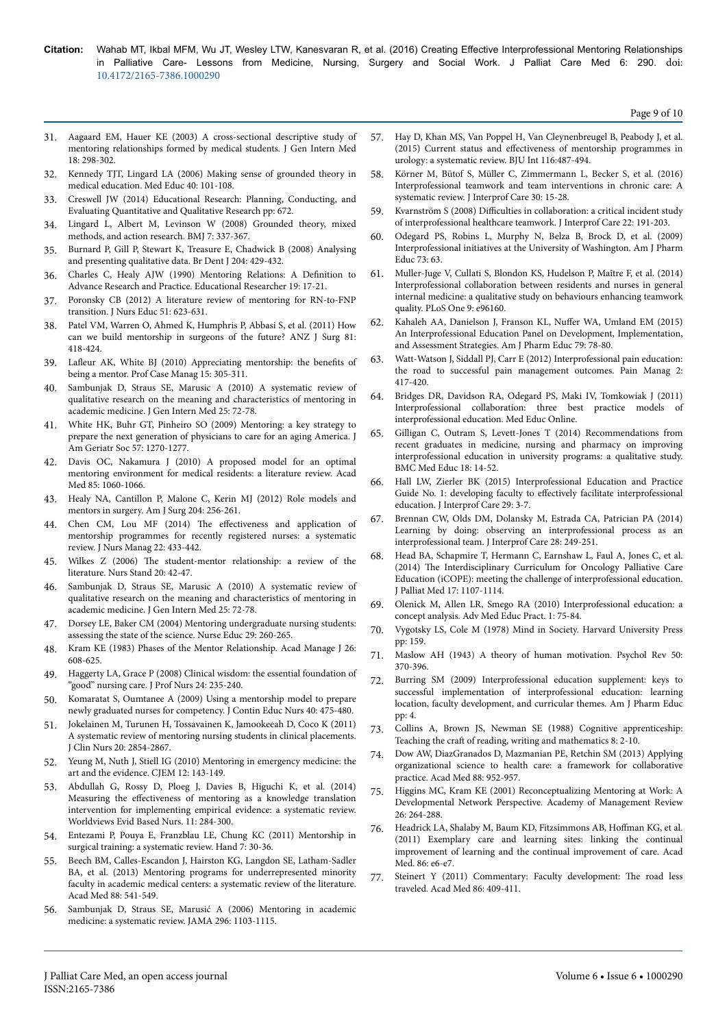31. Aagaard EM, Hauer KE (2003) A cross-sectional descriptive study of mentoring relationships formed by medical students. J Gen Intern Med 18: 298-302.
32. Kennedy TJT, Lingard LA (2006) Making sense of grounded theory in medical education. Med Educ 40: 101-108.
33. Creswell JW (2014) Educational Research: Planning, Conducting, and Evaluating Quantitative and Qualitative Research pp: 672.
34. Lingard L, Albert M, Levinson W (2008) Grounded theory, mixed methods, and action research. BMJ 7: 337-367.
35. Burnard P, Gill P, Stewart K, Treasure E, Chadwick B (2008) Analysing and presenting qualitative data. Br Dent J 204: 429-432.
36. Charles C, Healy AJW (1990) Mentoring Relations: A Definition to Advance Research and Practice. Educational Researcher 19: 17-21.
37. Poronsky CB (2012) A literature review of mentoring for RN-to-FNP transition. J Nurs Educ 51: 623-631.
38. Patel VM, Warren O, Ahmed K, Humphris P, Abbasi S, et al. (2011) How can we build mentorship in surgeons of the future? ANZ J Surg 81: 418-424.
39. Lafleur AK, White BJ (2010) Appreciating mentorship: the benefits of being a mentor. Prof Case Manag 15: 305-311.
40. Sambunjak D, Straus SE, Marusic A (2010) A systematic review of qualitative research on the meaning and characteristics of mentoring in academic medicine. J Gen Intern Med 25: 72-78.
41. White HK, Buhr GT, Pinheiro SO (2009) Mentoring: a key strategy to prepare the next generation of physicians to care for an aging America. J Am Geriatr Soc 57: 1270-1277.
42. Davis OC, Nakamura J (2010) A proposed model for an optimal mentoring environment for medical residents: a literature review. Acad Med 85: 1060-1066.
43. Healy NA, Cantillon P, Malone C, Kerin MJ (2012) Role models and mentors in surgery. Am J Surg 204: 256-261.
44. Chen CM, Lou MF (2014) The effectiveness and application of mentorship programmes for recently registered nurses: a systematic review. J Nurs Manag 22: 433-442.
45. Wilkes Z (2006) The student-mentor relationship: a review of the literature. Nurs Stand 20: 42-47.
46. Sambunjak D, Straus SE, Marusic A (2010) A systematic review of qualitative research on the meaning and characteristics of mentoring in academic medicine. J Gen Intern Med 25: 72-78.
47. Dorsey LE, Baker CM (2004) Mentoring undergraduate nursing students: assessing the state of the science. Nurse Educ 29: 260-265.
48. Kram KE (1983) Phases of the Mentor Relationship. Acad Manage J 26: 608-625.
49. Haggerty LA, Grace P (2008) Clinical wisdom: the essential foundation of "good" nursing care. J Prof Nurs 24: 235-240.
50. Komaratat S, Oumtanee A (2009) Using a mentorship model to prepare newly graduated nurses for competency. J Contin Educ Nurs 40: 475-480.
51. Jokelainen M, Turunen H, Tossavainen K, Jamookeeah D, Coco K (2011) A systematic review of mentoring nursing students in clinical placements. J Clin Nurs 20: 2854-2867.
52. Yeung M, Nuth J, Stiell IG (2010) Mentoring in emergency medicine: the art and the evidence. CJEM 12: 143-149.
53. Abdullah G, Rossy D, Ploeg J, Davies B, Higuchi K, et al. (2014) Measuring the effectiveness of mentoring as a knowledge translation intervention for implementing empirical evidence: a systematic review. Worldviews Evid Based Nurs. 11: 284-300.
54. Entezami P, Pouya E, Franzblau LE, Chung KC (2011) Mentorship in surgical training: a systematic review. Hand 7: 30-36.
55. Beech BM, Calles-Escandon J, Hairston KG, Langdon SE, Latham-Sadler BA, et al. (2013) Mentoring programs for underrepresented minority faculty in academic medical centers: a systematic review of the literature. Acad Med 88: 541-549.
56. Sambunjak D, Straus SE, Marušić A (2006) Mentoring in academic medicine: a systematic review. JAMA 296: 1103-1115.
57. Hay D, Khan MS, Van Poppel H, Van Cleynenbreugel B, Peabody J, et al. (2015) Current status and effectiveness of mentorship programmes in urology: a systematic review. BJU Int 116:487-494.
58. Körner M, Bütof S, Müller C, Zimmermann L, Becker S, et al. (2016) Interprofessional teamwork and team interventions in chronic care: A systematic review. J Interprof Care 30: 15-28.
59. Kvarnström S (2008) Difficulties in collaboration: a critical incident study of interprofessional healthcare teamwork. J Interprof Care 22: 191-203.
60. Odegard PS, Robins L, Murphy N, Belza B, Brock D, et al. (2009) Interprofessional initiatives at the University of Washington. Am J Pharm Educ 73: 63.
61. Muller-Juge V, Cullati S, Blondon KS, Hudelson P, Maître F, et al. (2014) Interprofessional collaboration between residents and nurses in general internal medicine: a qualitative study on behaviours enhancing teamwork quality. PLoS One 9: e96160.
62. Kahaleh AA, Danielson J, Franson KL, Nuffer WA, Umland EM (2015) An Interprofessional Education Panel on Development, Implementation, and Assessment Strategies. Am J Pharm Educ 79: 78-80.
63. Watt-Watson J, Siddall PJ, Carr E (2012) Interprofessional pain education: the road to successful pain management outcomes. Pain Manag 2: 417-420.
64. Bridges DR, Davidson RA, Odegard PS, Maki IV, Tomkowiak J (2011) Interprofessional collaboration: three best practice models of interprofessional education. Med Educ Online.
65. Gilligan C, Outram S, Levett-Jones T (2014) Recommendations from recent graduates in medicine, nursing and pharmacy on improving interprofessional education in university programs: a qualitative study. BMC Med Educ 18: 14-52.
66. Hall LW, Zierler BK (2015) Interprofessional Education and Practice Guide No. 1: developing faculty to effectively facilitate interprofessional education. J Interprof Care 29: 3-7.
67. Brennan CW, Olds DM, Dolansky M, Estrada CA, Patrician PA (2014) Learning by doing: observing an interprofessional process as an interprofessional team. J Interprof Care 28: 249-251.
68. Head BA, Schapmire T, Hermann C, Earnshaw L, Faul A, Jones C, et al. (2014) The Interdisciplinary Curriculum for Oncology Palliative Care Education (iCOPE): meeting the challenge of interprofessional education. J Palliat Med 17: 1107-1114.
69. Olenick M, Allen LR, Smego RA (2010) Interprofessional education: a concept analysis. Adv Med Educ Pract. 1: 75-84.
70. Vygotsky LS, Cole M (1978) Mind in Society. Harvard University Press pp: 159.
71. Maslow AH (1943) A theory of human motivation. Psychol Rev 50: 370-396.
72. Burring SM (2009) Interprofessional education supplement: keys to successful implementation of interprofessional education: learning location, faculty development, and curricular themes. Am J Pharm Educ pp: 4.
73. Collins A, Brown JS, Newman SE (1988) Cognitive apprenticeship: Teaching the craft of reading, writing and mathematics 8: 2-10.
74. Dow AW, DiazGranados D, Mazmanian PE, Retchin SM (2013) Applying organizational science to health care: a framework for collaborative practice. Acad Med 88: 952-957.
75. Higgins MC, Kram KE (2001) Reconceptualizing Mentoring at Work: A Developmental Network Perspective. Academy of Management Review 26: 264-288.
76. Headrick LA, Shalaby M, Baum KD, Fitzsimmons AB, Hoffman KG, et al. (2011) Exemplary care and learning sites: linking the continual improvement of learning and the continual improvement of care. Acad Med. 86: e6-e7.
77. Steinert Y (2011) Commentary: Faculty development: The road less traveled. Acad Med 86: 409-411.